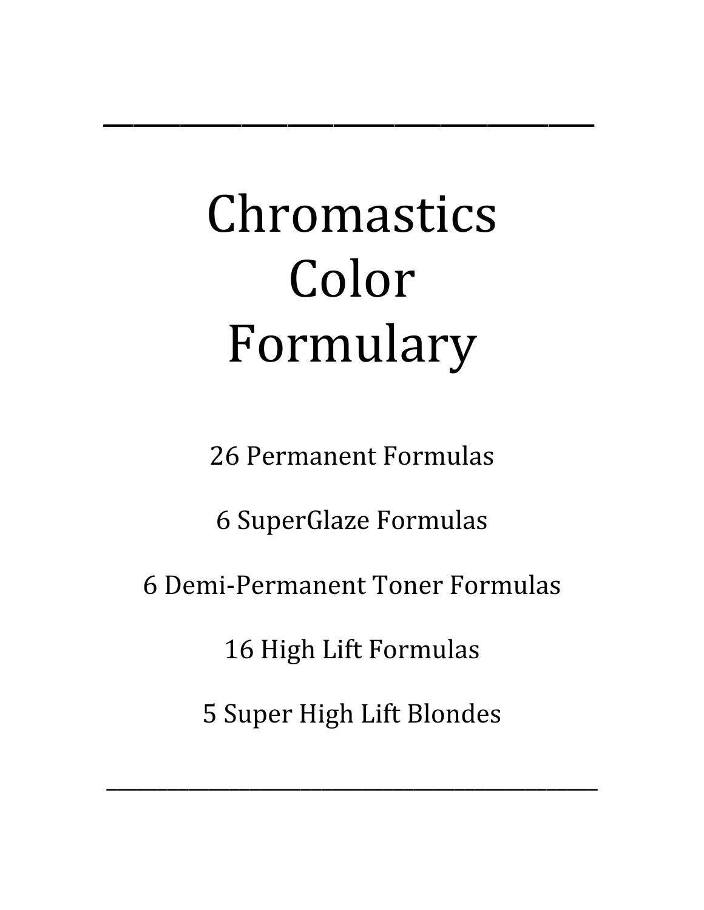---

# Chromastics Color Formulary

26 Permanent Formulas

6 SuperGlaze Formulas

6 Demi-Permanent Toner Formulas

16 High Lift Formulas

5 Super High Lift Blondes

---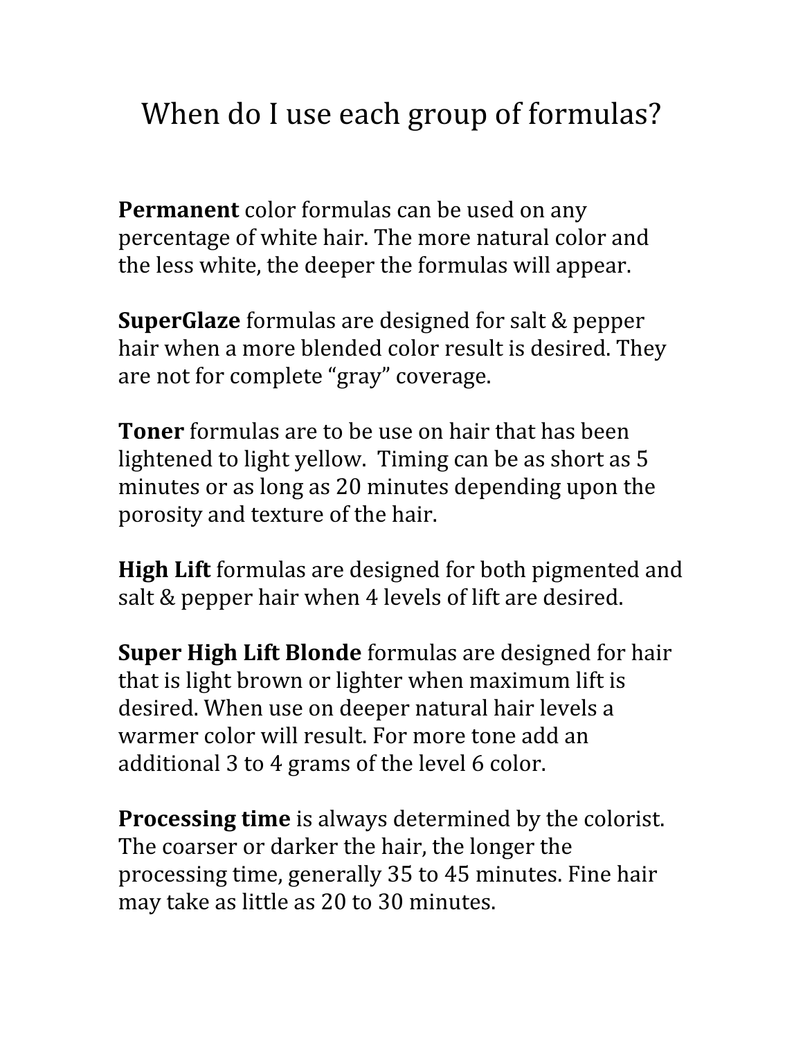# When do I use each group of formulas?

**Permanent** color formulas can be used on any percentage of white hair. The more natural color and the less white, the deeper the formulas will appear.

**SuperGlaze** formulas are designed for salt & pepper hair when a more blended color result is desired. They are not for complete "gray" coverage.

**Toner** formulas are to be use on hair that has been lightened to light yellow.  Timing can be as short as 5 minutes or as long as 20 minutes depending upon the porosity and texture of the hair.

**High Lift** formulas are designed for both pigmented and salt & pepper hair when 4 levels of lift are desired.

**Super High Lift Blonde** formulas are designed for hair that is light brown or lighter when maximum lift is desired. When use on deeper natural hair levels a warmer color will result. For more tone add an additional 3 to 4 grams of the level 6 color.

**Processing time** is always determined by the colorist. The coarser or darker the hair, the longer the processing time, generally 35 to 45 minutes. Fine hair may take as little as 20 to 30 minutes.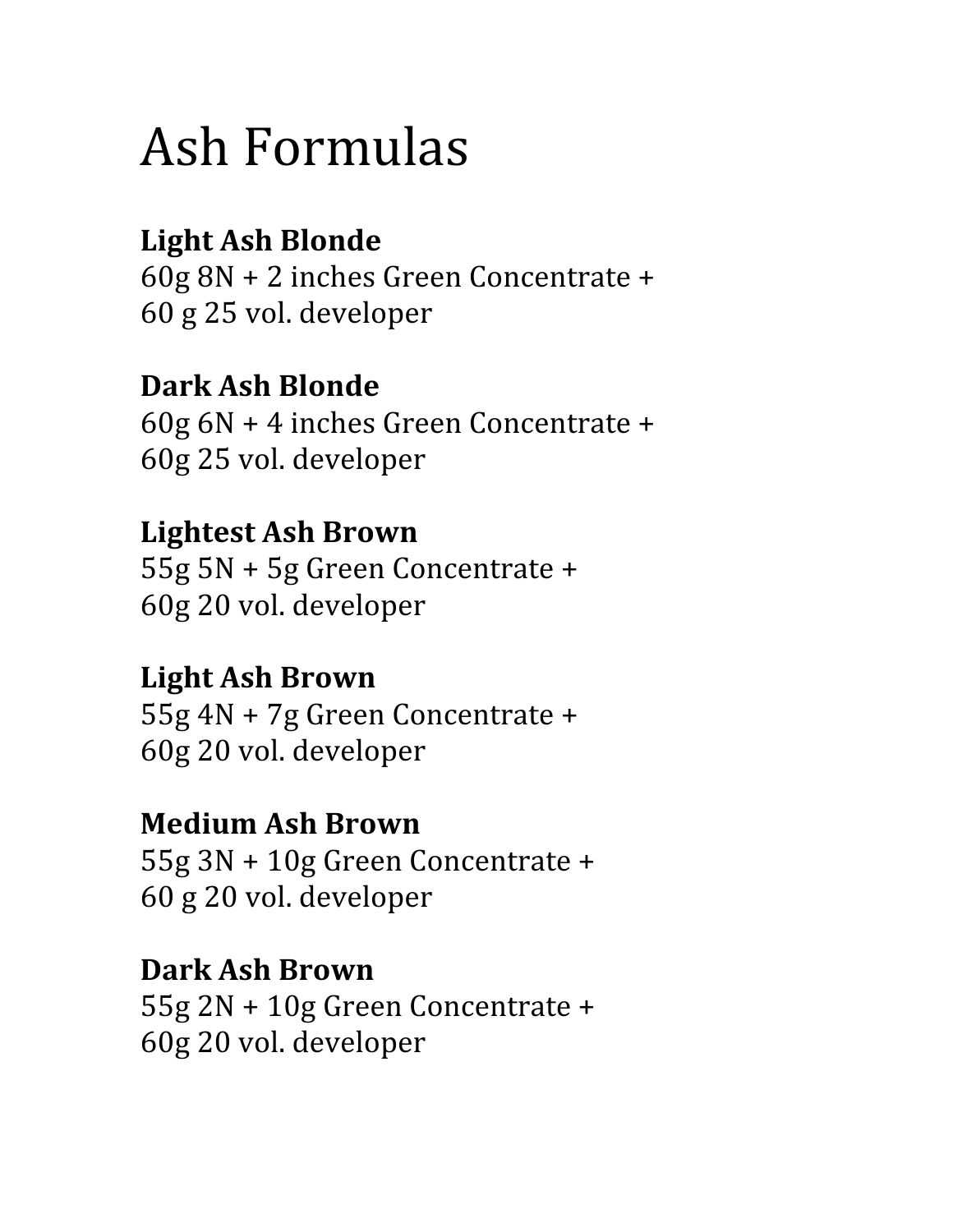# Ash Formulas

**Light Ash Blonde**
60g 8N + 2 inches Green Concentrate +
60 g 25 vol. developer

**Dark Ash Blonde**
60g 6N + 4 inches Green Concentrate +
60g 25 vol. developer

**Lightest Ash Brown**
55g 5N + 5g Green Concentrate +
60g 20 vol. developer

**Light Ash Brown**
55g 4N + 7g Green Concentrate +
60g 20 vol. developer

**Medium Ash Brown**
55g 3N + 10g Green Concentrate +
60 g 20 vol. developer

**Dark Ash Brown**
55g 2N + 10g Green Concentrate +
60g 20 vol. developer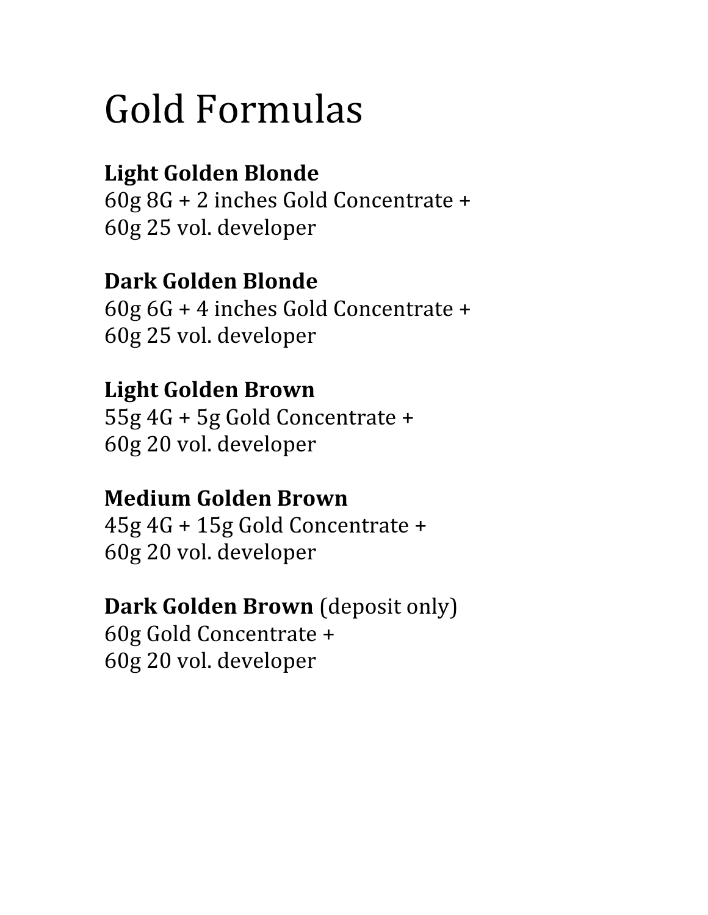# Gold Formulas

**Light Golden Blonde**
60g 8G + 2 inches Gold Concentrate +
60g 25 vol. developer

**Dark Golden Blonde**
60g 6G + 4 inches Gold Concentrate +
60g 25 vol. developer

**Light Golden Brown**
55g 4G + 5g Gold Concentrate +
60g 20 vol. developer

**Medium Golden Brown**
45g 4G + 15g Gold Concentrate +
60g 20 vol. developer

**Dark Golden Brown** (deposit only)
60g Gold Concentrate +
60g 20 vol. developer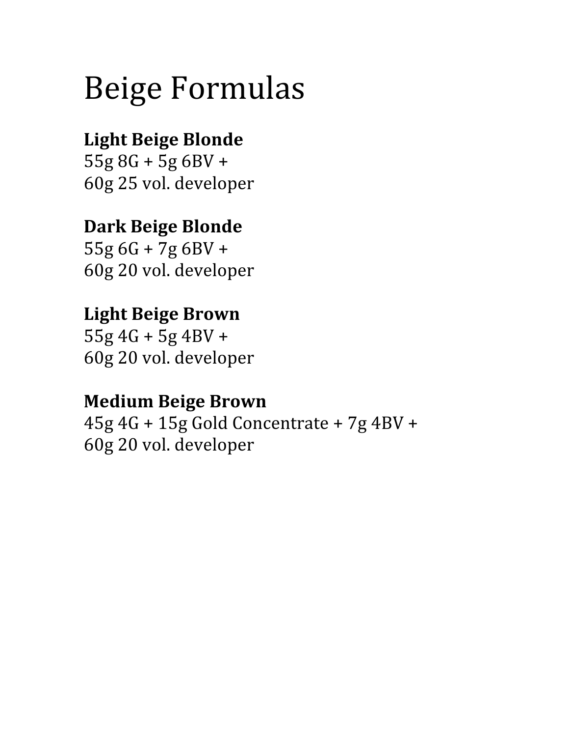# Beige Formulas

**Light Beige Blonde**
55g 8G + 5g 6BV +
60g 25 vol. developer

**Dark Beige Blonde**
55g 6G + 7g 6BV +
60g 20 vol. developer

**Light Beige Brown**
55g 4G + 5g 4BV +
60g 20 vol. developer

**Medium Beige Brown**
45g 4G + 15g Gold Concentrate + 7g 4BV +
60g 20 vol. developer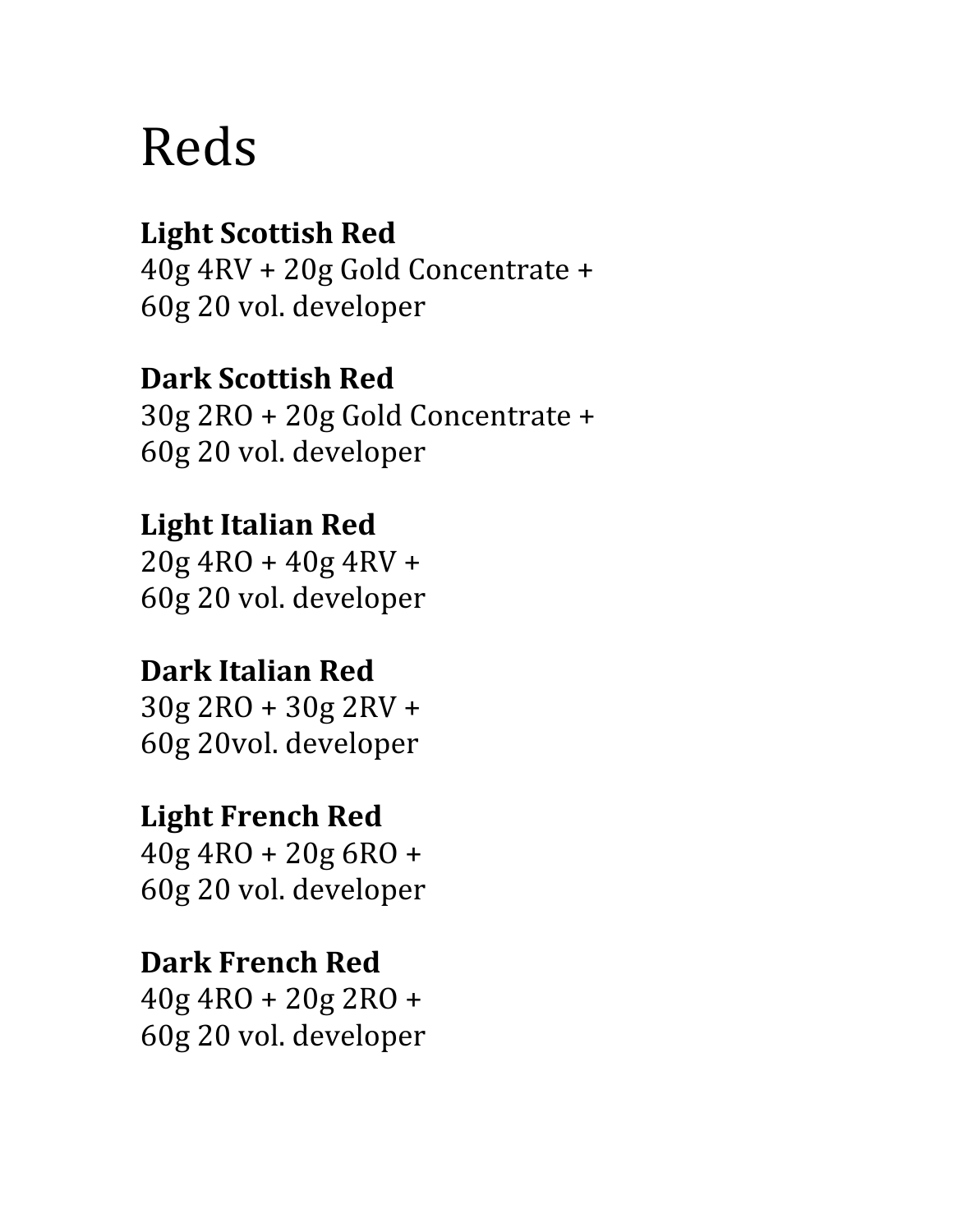# Reds

**Light Scottish Red**
40g 4RV + 20g Gold Concentrate +
60g 20 vol. developer

**Dark Scottish Red**
30g 2RO + 20g Gold Concentrate +
60g 20 vol. developer

**Light Italian Red**
20g 4RO + 40g 4RV +
60g 20 vol. developer

**Dark Italian Red**
30g 2RO + 30g 2RV +
60g 20vol. developer

**Light French Red**
40g 4RO + 20g 6RO +
60g 20 vol. developer

**Dark French Red**
40g 4RO + 20g 2RO +
60g 20 vol. developer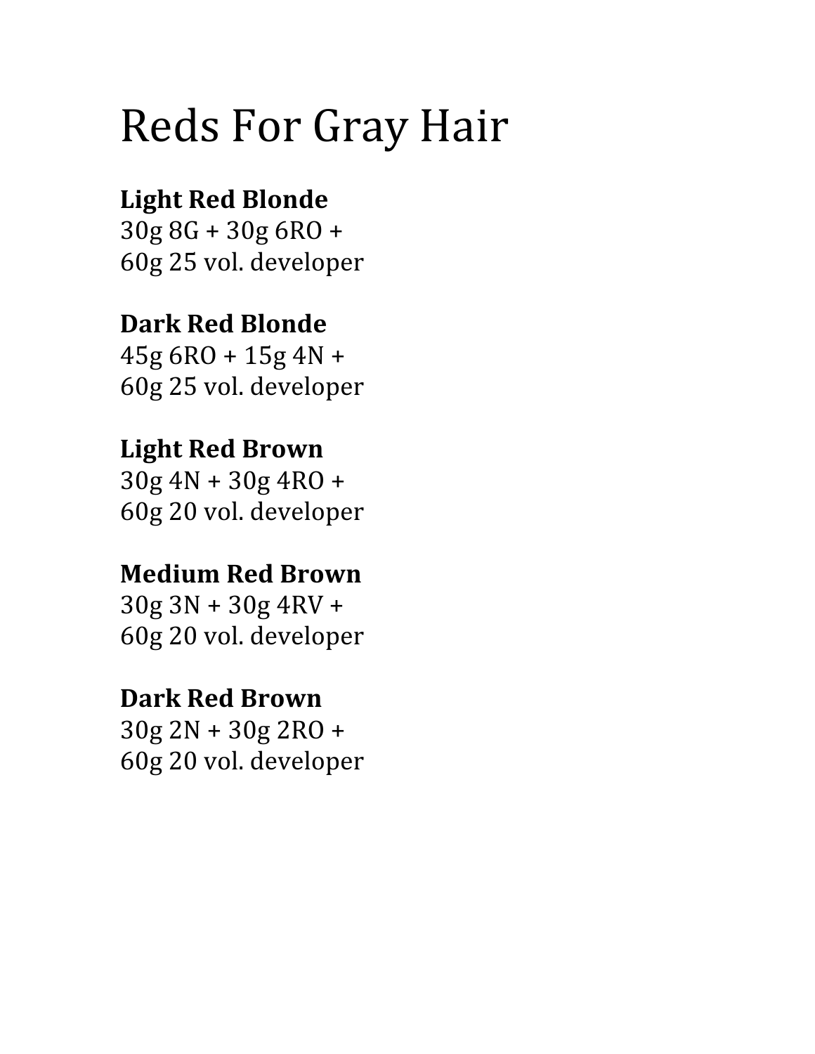# Reds For Gray Hair

**Light Red Blonde**
30g 8G + 30g 6RO +
60g 25 vol. developer

**Dark Red Blonde**
45g 6RO + 15g 4N +
60g 25 vol. developer

**Light Red Brown**
30g 4N + 30g 4RO +
60g 20 vol. developer

**Medium Red Brown**
30g 3N + 30g 4RV +
60g 20 vol. developer

**Dark Red Brown**
30g 2N + 30g 2RO +
60g 20 vol. developer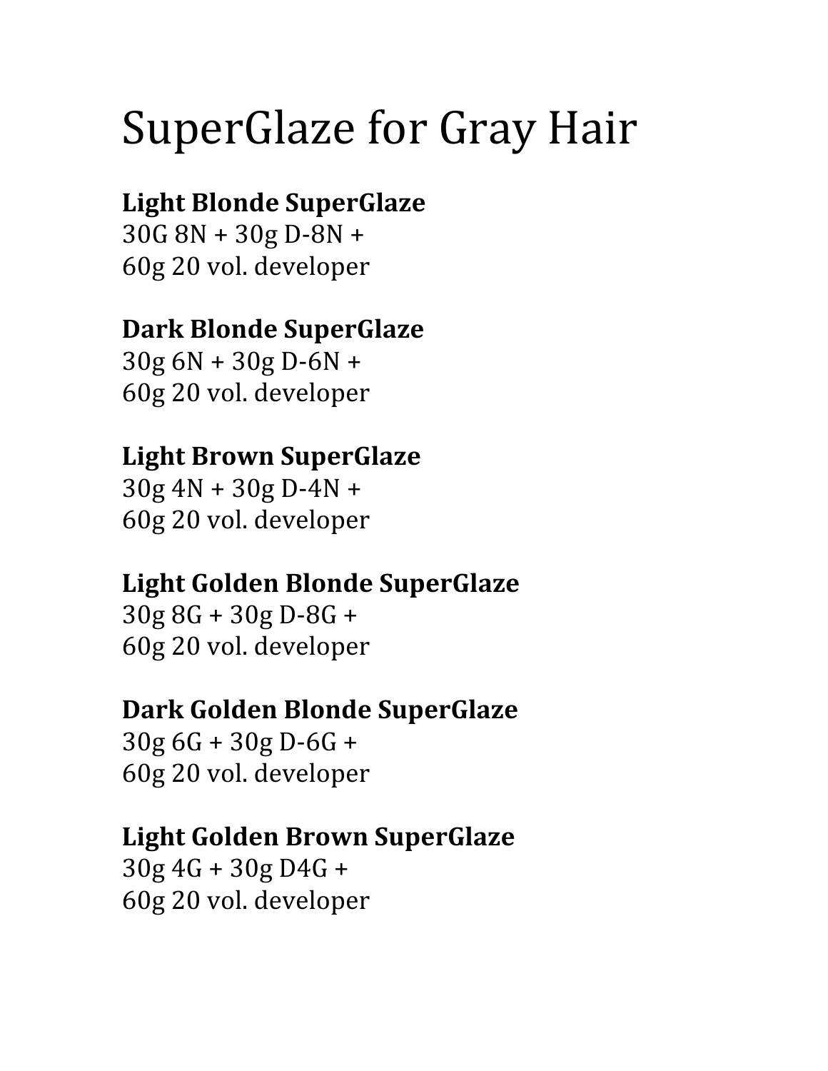# SuperGlaze for Gray Hair

**Light Blonde SuperGlaze**
30G 8N + 30g D-8N +
60g 20 vol. developer

**Dark Blonde SuperGlaze**
30g 6N + 30g D-6N +
60g 20 vol. developer

**Light Brown SuperGlaze**
30g 4N + 30g D-4N +
60g 20 vol. developer

**Light Golden Blonde SuperGlaze**
30g 8G + 30g D-8G +
60g 20 vol. developer

**Dark Golden Blonde SuperGlaze**
30g 6G + 30g D-6G +
60g 20 vol. developer

**Light Golden Brown SuperGlaze**
30g 4G + 30g D4G +
60g 20 vol. developer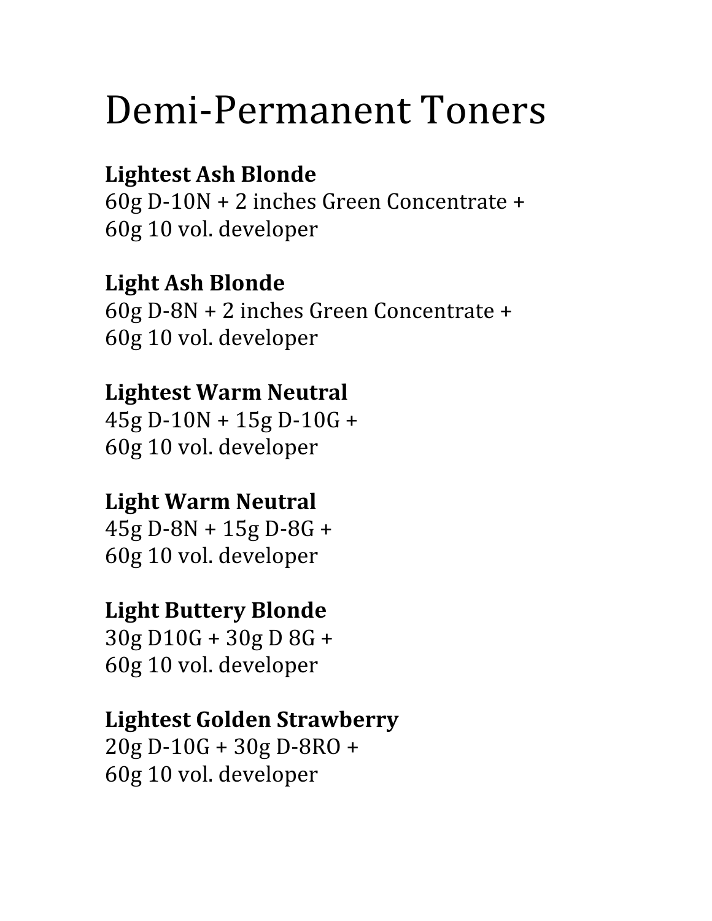# Demi-Permanent Toners

**Lightest Ash Blonde**
60g D-10N + 2 inches Green Concentrate +
60g 10 vol. developer

**Light Ash Blonde**
60g D-8N + 2 inches Green Concentrate +
60g 10 vol. developer

**Lightest Warm Neutral**
45g D-10N + 15g D-10G +
60g 10 vol. developer

**Light Warm Neutral**
45g D-8N + 15g D-8G +
60g 10 vol. developer

**Light Buttery Blonde**
30g D10G + 30g D 8G +
60g 10 vol. developer

**Lightest Golden Strawberry**
20g D-10G + 30g D-8RO +
60g 10 vol. developer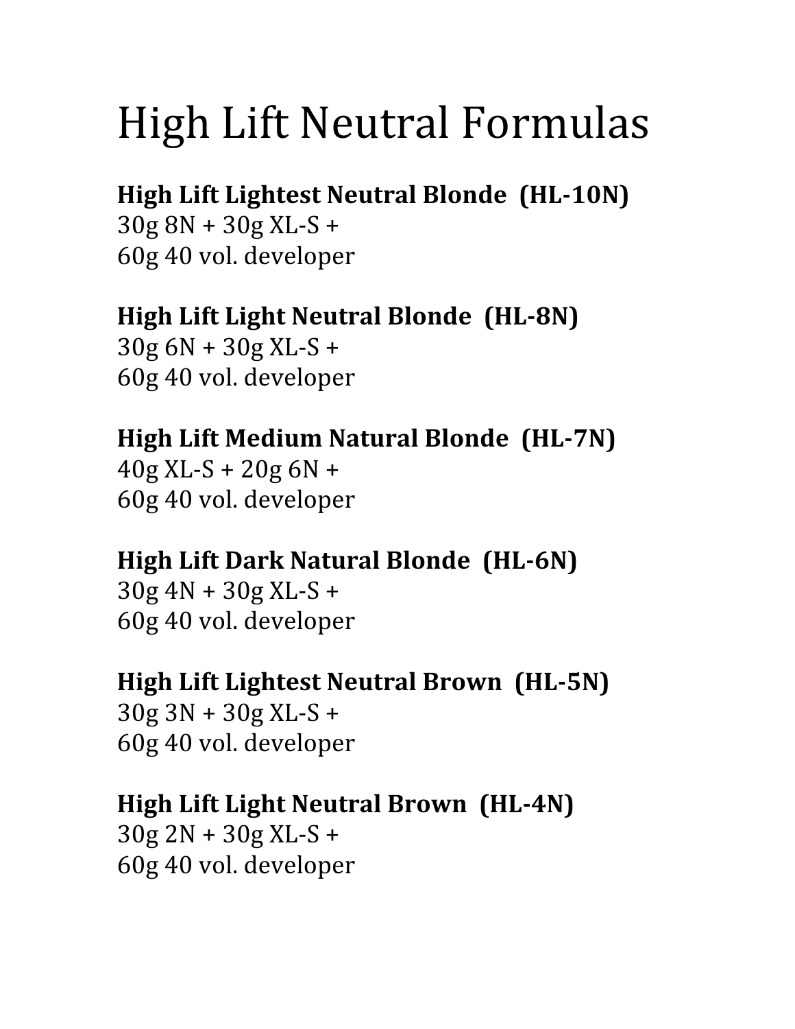# High Lift Neutral Formulas

**High Lift Lightest Neutral Blonde (HL-10N)**
30g 8N + 30g XL-S +
60g 40 vol. developer

**High Lift Light Neutral Blonde (HL-8N)**
30g 6N + 30g XL-S +
60g 40 vol. developer

**High Lift Medium Natural Blonde (HL-7N)**
40g XL-S + 20g 6N +
60g 40 vol. developer

**High Lift Dark Natural Blonde (HL-6N)**
30g 4N + 30g XL-S +
60g 40 vol. developer

**High Lift Lightest Neutral Brown (HL-5N)**
30g 3N + 30g XL-S +
60g 40 vol. developer

**High Lift Light Neutral Brown (HL-4N)**
30g 2N + 30g XL-S +
60g 40 vol. developer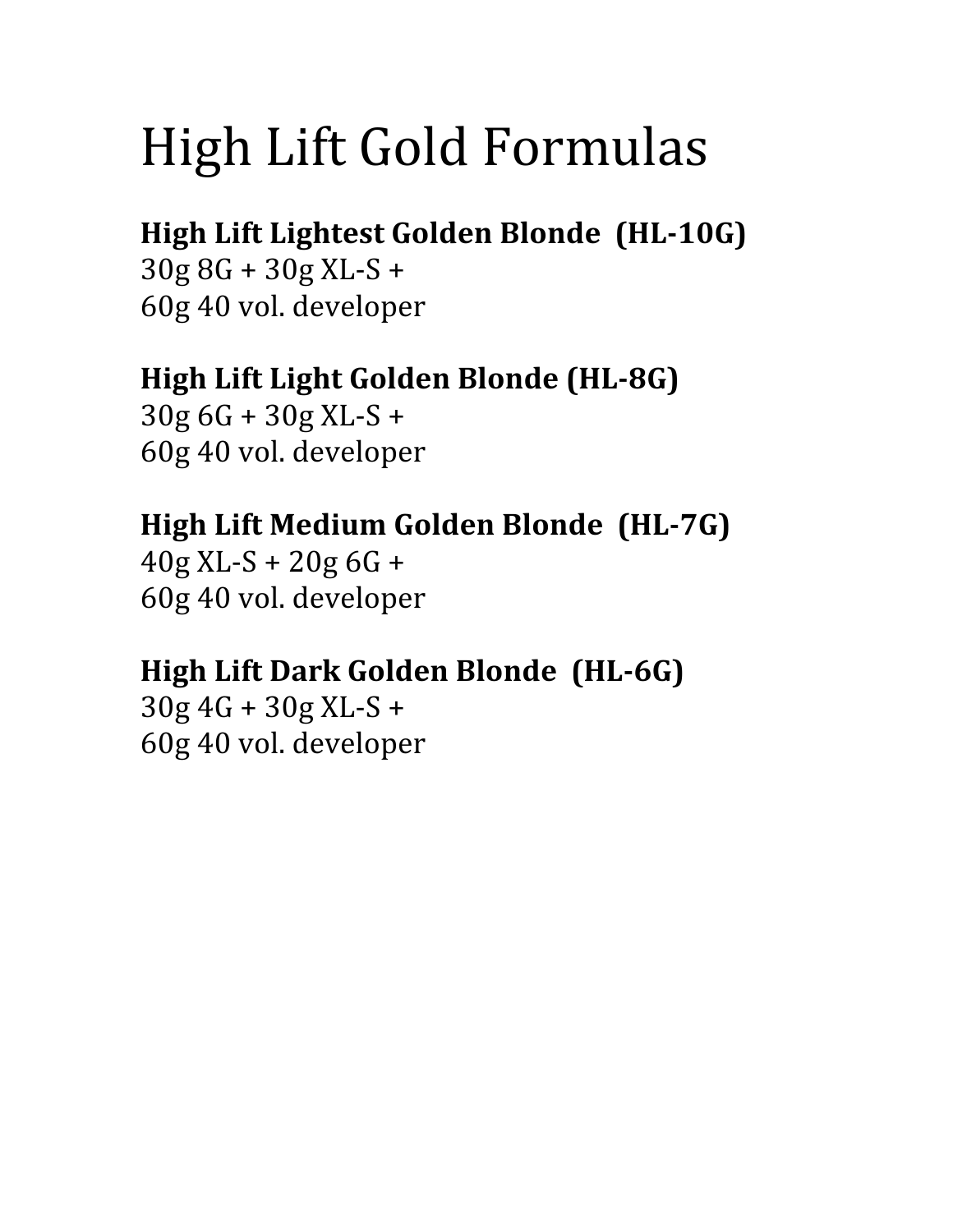# High Lift Gold Formulas

**High Lift Lightest Golden Blonde (HL-10G)**
30g 8G + 30g XL-S +
60g 40 vol. developer

**High Lift Light Golden Blonde (HL-8G)**
30g 6G + 30g XL-S +
60g 40 vol. developer

**High Lift Medium Golden Blonde (HL-7G)**
40g XL-S + 20g 6G +
60g 40 vol. developer

**High Lift Dark Golden Blonde (HL-6G)**
30g 4G + 30g XL-S +
60g 40 vol. developer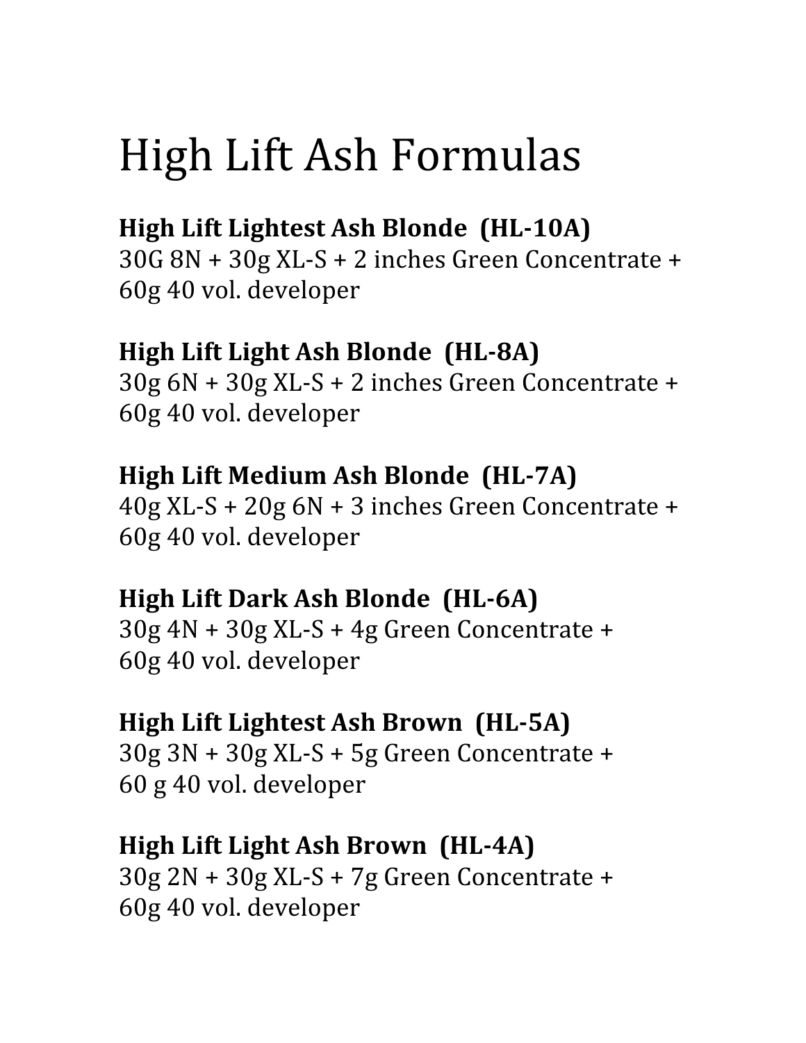# High Lift Ash Formulas

**High Lift Lightest Ash Blonde (HL-10A)**
30G 8N + 30g XL-S + 2 inches Green Concentrate + 60g 40 vol. developer

**High Lift Light Ash Blonde (HL-8A)**
30g 6N + 30g XL-S + 2 inches Green Concentrate + 60g 40 vol. developer

**High Lift Medium Ash Blonde (HL-7A)**
40g XL-S + 20g 6N + 3 inches Green Concentrate + 60g 40 vol. developer

**High Lift Dark Ash Blonde (HL-6A)**
30g 4N + 30g XL-S + 4g Green Concentrate + 60g 40 vol. developer

**High Lift Lightest Ash Brown (HL-5A)**
30g 3N + 30g XL-S + 5g Green Concentrate + 60 g 40 vol. developer

**High Lift Light Ash Brown (HL-4A)**
30g 2N + 30g XL-S + 7g Green Concentrate + 60g 40 vol. developer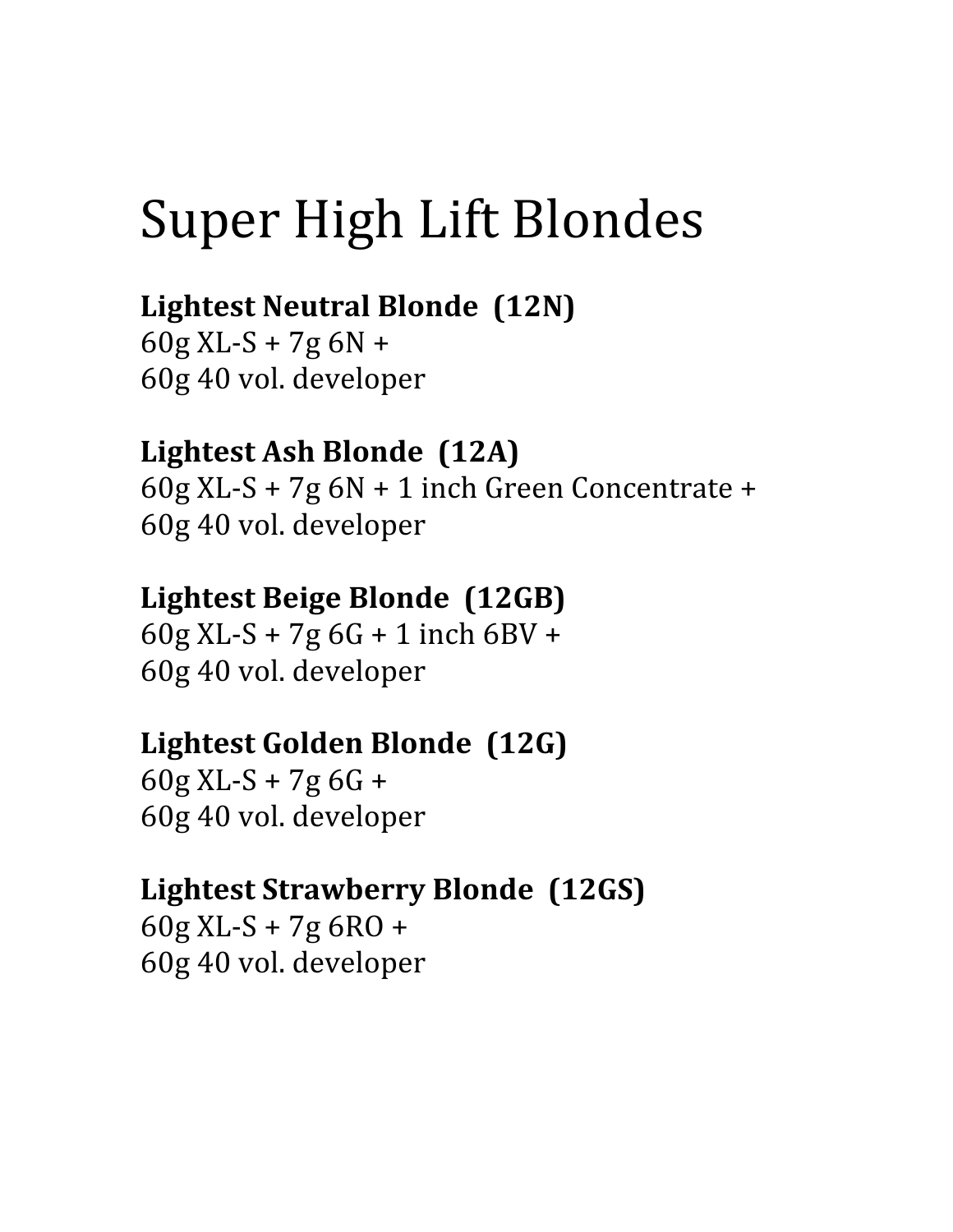# Super High Lift Blondes

**Lightest Neutral Blonde (12N)**
60g XL-S + 7g 6N +
60g 40 vol. developer

**Lightest Ash Blonde (12A)**
60g XL-S + 7g 6N + 1 inch Green Concentrate +
60g 40 vol. developer

**Lightest Beige Blonde (12GB)**
60g XL-S + 7g 6G + 1 inch 6BV +
60g 40 vol. developer

**Lightest Golden Blonde (12G)**
60g XL-S + 7g 6G +
60g 40 vol. developer

**Lightest Strawberry Blonde (12GS)**
60g XL-S + 7g 6RO +
60g 40 vol. developer